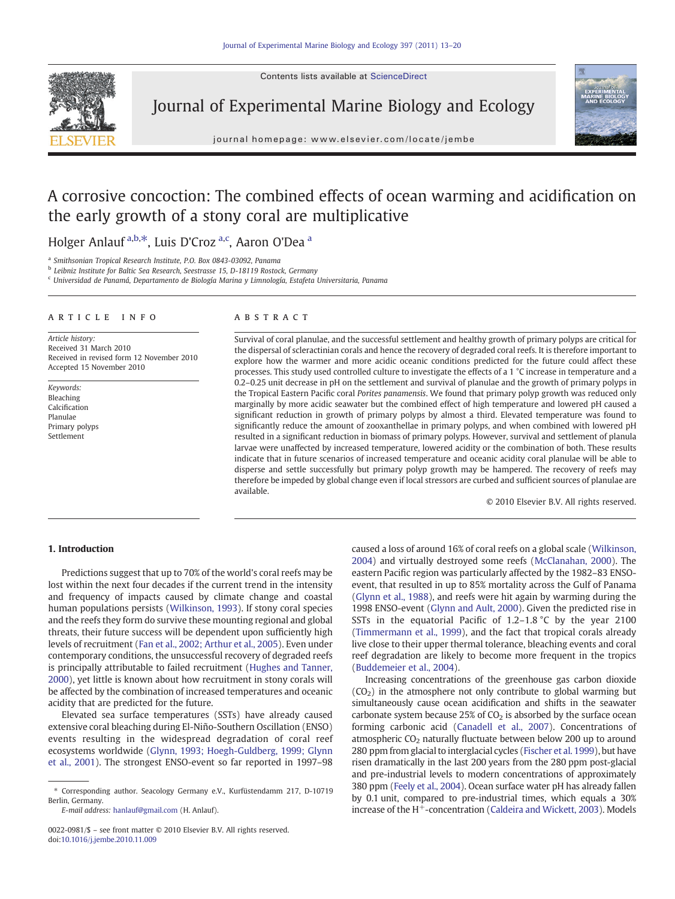# A corrosive concoction: The combined effects of ocean warming and acidification on the early growth of a stony coral are multiplicative

Holger Anlauf [a,b,*], Luis D'Croz [a,c], Aaron O'Dea [a]

[a] Smithsonian Tropical Research Institute, P.O. Box 0843-03092, Panama
[b] Leibniz Institute for Baltic Sea Research, Seestrasse 15, D-18119 Rostock, Germany
[c] Universidad de Panamá, Departamento de Biología Marina y Limnología, Estafeta Universitaria, Panama

## ARTICLE INFO

*Article history:*
Received 31 March 2010
Received in revised form 12 November 2010
Accepted 15 November 2010

*Keywords:*
Bleaching
Calcification
Planulae
Primary polyps
Settlement

## ABSTRACT

Survival of coral planulae, and the successful settlement and healthy growth of primary polyps are critical for the dispersal of scleractinian corals and hence the recovery of degraded coral reefs. It is therefore important to explore how the warmer and more acidic oceanic conditions predicted for the future could affect these processes. This study used controlled culture to investigate the effects of a 1 °C increase in temperature and a 0.2–0.25 unit decrease in pH on the settlement and survival of planulae and the growth of primary polyps in the Tropical Eastern Pacific coral *Porites panamensis*. We found that primary polyp growth was reduced only marginally by more acidic seawater but the combined effect of high temperature and lowered pH caused a significant reduction in growth of primary polyps by almost a third. Elevated temperature was found to significantly reduce the amount of zooxanthellae in primary polyps, and when combined with lowered pH resulted in a significant reduction in biomass of primary polyps. However, survival and settlement of planula larvae were unaffected by increased temperature, lowered acidity or the combination of both. These results indicate that in future scenarios of increased temperature and oceanic acidity coral planulae will be able to disperse and settle successfully but primary polyp growth may be hampered. The recovery of reefs may therefore be impeded by global change even if local stressors are curbed and sufficient sources of planulae are available.

© 2010 Elsevier B.V. All rights reserved.

## 1. Introduction

Predictions suggest that up to 70% of the world's coral reefs may be lost within the next four decades if the current trend in the intensity and frequency of impacts caused by climate change and coastal human populations persists (Wilkinson, 1993). If stony coral species and the reefs they form do survive these mounting regional and global threats, their future success will be dependent upon sufficiently high levels of recruitment (Fan et al., 2002; Arthur et al., 2005). Even under contemporary conditions, the unsuccessful recovery of degraded reefs is principally attributable to failed recruitment (Hughes and Tanner, 2000), yet little is known about how recruitment in stony corals will be affected by the combination of increased temperatures and oceanic acidity that are predicted for the future.

Elevated sea surface temperatures (SSTs) have already caused extensive coral bleaching during El-Niño-Southern Oscillation (ENSO) events resulting in the widespread degradation of coral reef ecosystems worldwide (Glynn, 1993; Hoegh-Guldberg, 1999; Glynn et al., 2001). The strongest ENSO-event so far reported in 1997–98 caused a loss of around 16% of coral reefs on a global scale (Wilkinson, 2004) and virtually destroyed some reefs (McClanahan, 2000). The eastern Pacific region was particularly affected by the 1982–83 ENSO-event, that resulted in up to 85% mortality across the Gulf of Panama (Glynn et al., 1988), and reefs were hit again by warming during the 1998 ENSO-event (Glynn and Ault, 2000). Given the predicted rise in SSTs in the equatorial Pacific of 1.2–1.8 °C by the year 2100 (Timmermann et al., 1999), and the fact that tropical corals already live close to their upper thermal tolerance, bleaching events and coral reef degradation are likely to become more frequent in the tropics (Buddemeier et al., 2004).

Increasing concentrations of the greenhouse gas carbon dioxide ($CO_2$) in the atmosphere not only contribute to global warming but simultaneously cause ocean acidification and shifts in the seawater carbonate system because 25% of $CO_2$ is absorbed by the surface ocean forming carbonic acid (Canadell et al., 2007). Concentrations of atmospheric $CO_2$ naturally fluctuate between below 200 up to around 280 ppm from glacial to interglacial cycles (Fischer et al. 1999), but have risen dramatically in the last 200 years from the 280 ppm post-glacial and pre-industrial levels to modern concentrations of approximately 380 ppm (Feely et al., 2004). Ocean surface water pH has already fallen by 0.1 unit, compared to pre-industrial times, which equals a 30% increase of the $H^+$-concentration (Caldeira and Wickett, 2003). Models

* Corresponding author. Seacology Germany e.V., Kurfüstendamm 217, D-10719 Berlin, Germany.
*E-mail address:* hanlauf@gmail.com (H. Anlauf).

0022-0981/$ – see front matter © 2010 Elsevier B.V. All rights reserved.
doi:10.1016/j.jembe.2010.11.009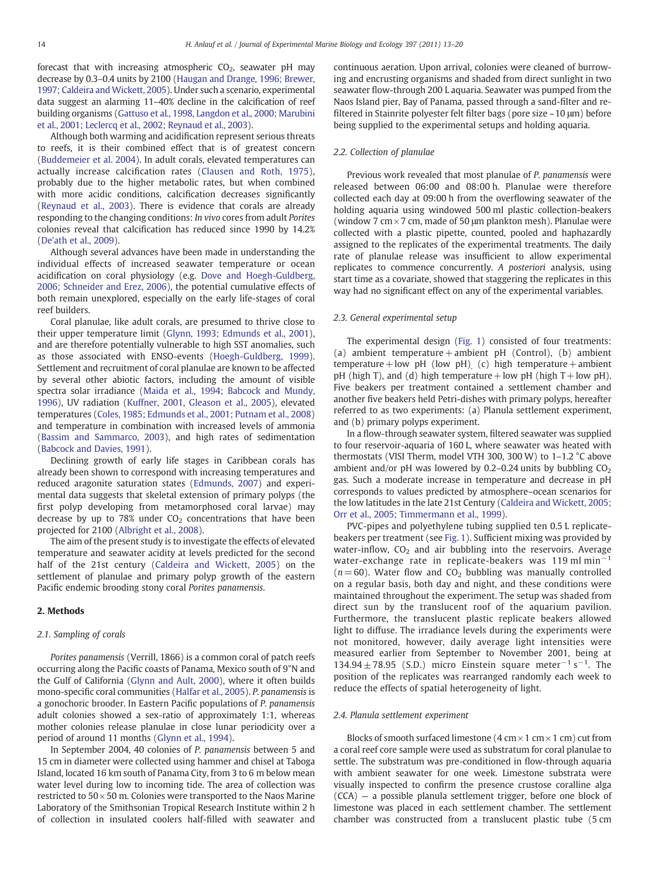forecast that with increasing atmospheric $CO_2$, seawater pH may decrease by 0.3–0.4 units by 2100 (Haugan and Drange, 1996; Brewer, 1997; Caldeira and Wickett, 2005). Under such a scenario, experimental data suggest an alarming 11–40% decline in the calcification of reef building organisms (Gattuso et al., 1998, Langdon et al., 2000; Marubini et al., 2001; Leclercq et al., 2002; Reynaud et al., 2003).

Although both warming and acidification represent serious threats to reefs, it is their combined effect that is of greatest concern (Buddemeier et al. 2004). In adult corals, elevated temperatures can actually increase calcification rates (Clausen and Roth, 1975), probably due to the higher metabolic rates, but when combined with more acidic conditions, calcification decreases significantly (Reynaud et al., 2003). There is evidence that corals are already responding to the changing conditions: *In vivo* cores from adult *Porites* colonies reveal that calcification has reduced since 1990 by 14.2% (De'ath et al., 2009).

Although several advances have been made in understanding the individual effects of increased seawater temperature or ocean acidification on coral physiology (e.g. Dove and Hoegh-Guldberg, 2006; Schneider and Erez, 2006), the potential cumulative effects of both remain unexplored, especially on the early life-stages of coral reef builders.

Coral planulae, like adult corals, are presumed to thrive close to their upper temperature limit (Glynn, 1993; Edmunds et al., 2001), and are therefore potentially vulnerable to high SST anomalies, such as those associated with ENSO-events (Hoegh-Guldberg, 1999). Settlement and recruitment of coral planulae are known to be affected by several other abiotic factors, including the amount of visible spectra solar irradiance (Maida et al., 1994; Babcock and Mundy, 1996), UV radiation (Kuffner, 2001, Gleason et al., 2005), elevated temperatures (Coles, 1985; Edmunds et al., 2001; Putnam et al., 2008) and temperature in combination with increased levels of ammonia (Bassim and Sammarco, 2003), and high rates of sedimentation (Babcock and Davies, 1991).

Declining growth of early life stages in Caribbean corals has already been shown to correspond with increasing temperatures and reduced aragonite saturation states (Edmunds, 2007) and experimental data suggests that skeletal extension of primary polyps (the first polyp developing from metamorphosed coral larvae) may decrease by up to 78% under $CO_2$ concentrations that have been projected for 2100 (Albright et al., 2008).

The aim of the present study is to investigate the effects of elevated temperature and seawater acidity at levels predicted for the second half of the 21st century (Caldeira and Wickett, 2005) on the settlement of planulae and primary polyp growth of the eastern Pacific endemic brooding stony coral *Porites panamensis*.

## 2. Methods

### 2.1. Sampling of corals

*Porites panamensis* (Verrill, 1866) is a common coral of patch reefs occurring along the Pacific coasts of Panama, Mexico south of 9°N and the Gulf of California (Glynn and Ault, 2000), where it often builds mono-specific coral communities (Halfar et al., 2005). *P. panamensis* is a gonochoric brooder. In Eastern Pacific populations of *P. panamensis* adult colonies showed a sex-ratio of approximately 1:1, whereas mother colonies release planulae in close lunar periodicity over a period of around 11 months (Glynn et al., 1994).

In September 2004, 40 colonies of *P. panamensis* between 5 and 15 cm in diameter were collected using hammer and chisel at Taboga Island, located 16 km south of Panama City, from 3 to 6 m below mean water level during low to incoming tide. The area of collection was restricted to 50 × 50 m. Colonies were transported to the Naos Marine Laboratory of the Smithsonian Tropical Research Institute within 2 h of collection in insulated coolers half-filled with seawater and continuous aeration. Upon arrival, colonies were cleaned of burrowing and encrusting organisms and shaded from direct sunlight in two seawater flow-through 200 L aquaria. Seawater was pumped from the Naos Island pier, Bay of Panama, passed through a sand-filter and re-filtered in Stainrite polyester felt filter bags (pore size ~10 µm) before being supplied to the experimental setups and holding aquaria.

### 2.2. Collection of planulae

Previous work revealed that most planulae of *P. panamensis* were released between 06:00 and 08:00 h. Planulae were therefore collected each day at 09:00 h from the overflowing seawater of the holding aquaria using windowed 500 ml plastic collection-beakers (window 7 cm × 7 cm, made of 50 µm plankton mesh). Planulae were collected with a plastic pipette, counted, pooled and haphazardly assigned to the replicates of the experimental treatments. The daily rate of planulae release was insufficient to allow experimental replicates to commence concurrently. *A posteriori* analysis, using start time as a covariate, showed that staggering the replicates in this way had no significant effect on any of the experimental variables.

### 2.3. General experimental setup

The experimental design (Fig. 1) consisted of four treatments: (a) ambient temperature + ambient pH (Control), (b) ambient temperature + low pH (low pH), (c) high temperature + ambient pH (high T), and (d) high temperature + low pH (high T + low pH). Five beakers per treatment contained a settlement chamber and another five beakers held Petri-dishes with primary polyps, hereafter referred to as two experiments: (a) Planula settlement experiment, and (b) primary polyps experiment.

In a flow-through seawater system, filtered seawater was supplied to four reservoir-aquaria of 160 L, where seawater was heated with thermostats (VISI Therm, model VTH 300, 300 W) to 1–1.2 °C above ambient and/or pH was lowered by 0.2–0.24 units by bubbling $CO_2$ gas. Such a moderate increase in temperature and decrease in pH corresponds to values predicted by atmosphere–ocean scenarios for the low latitudes in the late 21st Century (Caldeira and Wickett, 2005; Orr et al., 2005; Timmermann et al., 1999).

PVC-pipes and polyethylene tubing supplied ten 0.5 L replicate-beakers per treatment (see Fig. 1). Sufficient mixing was provided by water-inflow, $CO_2$ and air bubbling into the reservoirs. Average water-exchange rate in replicate-beakers was 119 ml $min^{-1}$ ($n = 60$). Water flow and $CO_2$ bubbling was manually controlled on a regular basis, both day and night, and these conditions were maintained throughout the experiment. The setup was shaded from direct sun by the translucent roof of the aquarium pavilion. Furthermore, the translucent plastic replicate beakers allowed light to diffuse. The irradiance levels during the experiments were not monitored, however, daily average light intensities were measured earlier from September to November 2001, being at 134.94 ± 78.95 (S.D.) micro Einstein square $meter^{-1}$ $s^{-1}$. The position of the replicates was rearranged randomly each week to reduce the effects of spatial heterogeneity of light.

### 2.4. Planula settlement experiment

Blocks of smooth surfaced limestone (4 cm × 1 cm × 1 cm) cut from a coral reef core sample were used as substratum for coral planulae to settle. The substratum was pre-conditioned in flow-through aquaria with ambient seawater for one week. Limestone substrata were visually inspected to confirm the presence crustose coralline alga (CCA) — a possible planula settlement trigger, before one block of limestone was placed in each settlement chamber. The settlement chamber was constructed from a translucent plastic tube (5 cm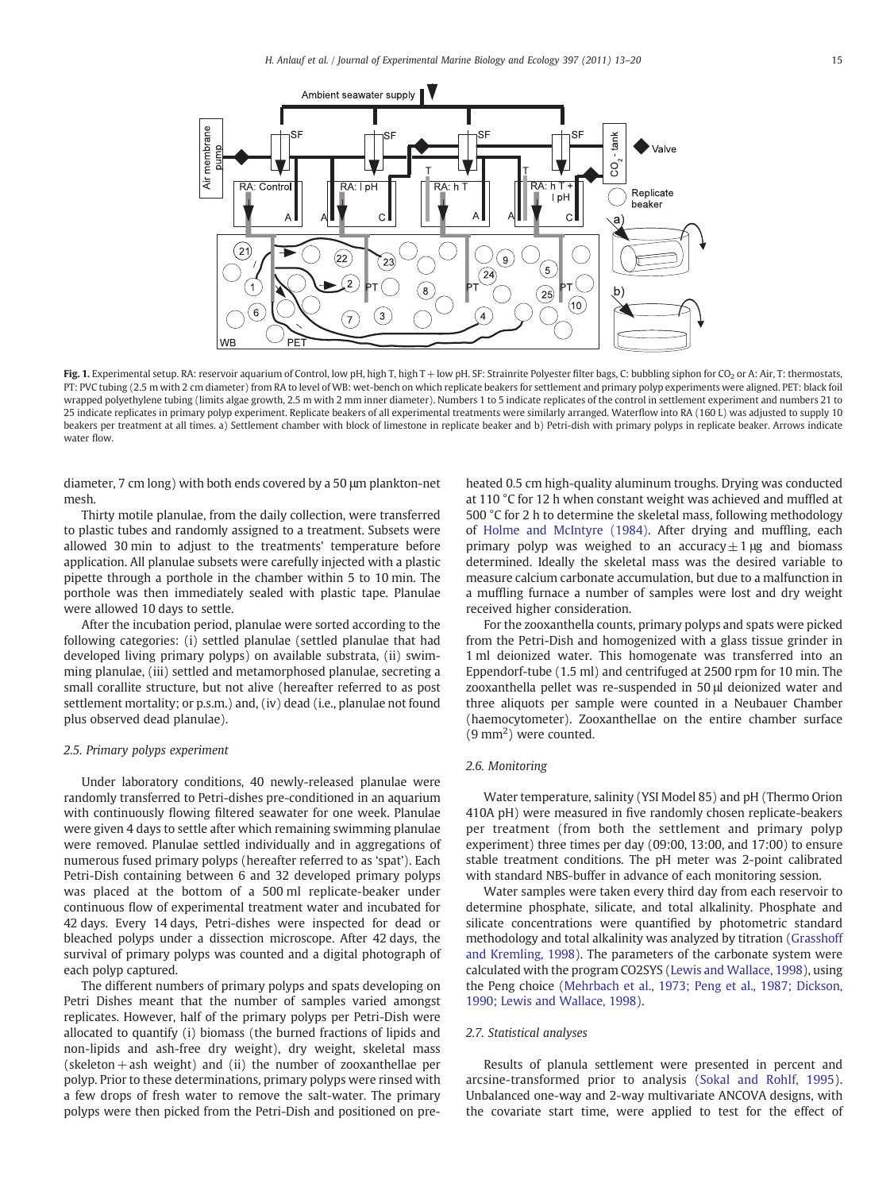**Fig. 1.** Experimental setup. RA: reservoir aquarium of Control, low pH, high T, high T + low pH. SF: Strainrite Polyester filter bags, C: bubbling siphon for $CO_2$ or A: Air, T: thermostats, PT: PVC tubing (2.5 m with 2 cm diameter) from RA to level of WB: wet-bench on which replicate beakers for settlement and primary polyp experiments were aligned. PET: black foil wrapped polyethylene tubing (limits algae growth, 2.5 m with 2 mm inner diameter). Numbers 1 to 5 indicate replicates of the control in settlement experiment and numbers 21 to 25 indicate replicates in primary polyp experiment. Replicate beakers of all experimental treatments were similarly arranged. Waterflow into RA (160 L) was adjusted to supply 10 beakers per treatment at all times. a) Settlement chamber with block of limestone in replicate beaker and b) Petri-dish with primary polyps in replicate beaker. Arrows indicate water flow.

diameter, 7 cm long) with both ends covered by a 50 μm plankton-net mesh.

Thirty motile planulae, from the daily collection, were transferred to plastic tubes and randomly assigned to a treatment. Subsets were allowed 30 min to adjust to the treatments' temperature before application. All planulae subsets were carefully injected with a plastic pipette through a porthole in the chamber within 5 to 10 min. The porthole was then immediately sealed with plastic tape. Planulae were allowed 10 days to settle.

After the incubation period, planulae were sorted according to the following categories: (i) settled planulae (settled planulae that had developed living primary polyps) on available substrata, (ii) swimming planulae, (iii) settled and metamorphosed planulae, secreting a small corallite structure, but not alive (hereafter referred to as post settlement mortality; or p.s.m.) and, (iv) dead (i.e., planulae not found plus observed dead planulae).

### 2.5. Primary polyps experiment

Under laboratory conditions, 40 newly-released planulae were randomly transferred to Petri-dishes pre-conditioned in an aquarium with continuously flowing filtered seawater for one week. Planulae were given 4 days to settle after which remaining swimming planulae were removed. Planulae settled individually and in aggregations of numerous fused primary polyps (hereafter referred to as 'spat'). Each Petri-Dish containing between 6 and 32 developed primary polyps was placed at the bottom of a 500 ml replicate-beaker under continuous flow of experimental treatment water and incubated for 42 days. Every 14 days, Petri-dishes were inspected for dead or bleached polyps under a dissection microscope. After 42 days, the survival of primary polyps was counted and a digital photograph of each polyp captured.

The different numbers of primary polyps and spats developing on Petri Dishes meant that the number of samples varied amongst replicates. However, half of the primary polyps per Petri-Dish were allocated to quantify (i) biomass (the burned fractions of lipids and non-lipids and ash-free dry weight), dry weight, skeletal mass (skeleton + ash weight) and (ii) the number of zooxanthellae per polyp. Prior to these determinations, primary polyps were rinsed with a few drops of fresh water to remove the salt-water. The primary polyps were then picked from the Petri-Dish and positioned on pre-heated 0.5 cm high-quality aluminum troughs. Drying was conducted at 110 °C for 12 h when constant weight was achieved and muffled at 500 °C for 2 h to determine the skeletal mass, following methodology of Holme and McIntyre (1984). After drying and muffling, each primary polyp was weighed to an accuracy ± 1 μg and biomass determined. Ideally the skeletal mass was the desired variable to measure calcium carbonate accumulation, but due to a malfunction in a muffling furnace a number of samples were lost and dry weight received higher consideration.

For the zooxanthella counts, primary polyps and spats were picked from the Petri-Dish and homogenized with a glass tissue grinder in 1 ml deionized water. This homogenate was transferred into an Eppendorf-tube (1.5 ml) and centrifuged at 2500 rpm for 10 min. The zooxanthella pellet was re-suspended in 50 μl deionized water and three aliquots per sample were counted in a Neubauer Chamber (haemocytometer). Zooxanthellae on the entire chamber surface ($9\ mm^2$) were counted.

### 2.6. Monitoring

Water temperature, salinity (YSI Model 85) and pH (Thermo Orion 410A pH) were measured in five randomly chosen replicate-beakers per treatment (from both the settlement and primary polyp experiment) three times per day (09:00, 13:00, and 17:00) to ensure stable treatment conditions. The pH meter was 2-point calibrated with standard NBS-buffer in advance of each monitoring session.

Water samples were taken every third day from each reservoir to determine phosphate, silicate, and total alkalinity. Phosphate and silicate concentrations were quantified by photometric standard methodology and total alkalinity was analyzed by titration (Grasshoff and Kremling, 1998). The parameters of the carbonate system were calculated with the program CO2SYS (Lewis and Wallace, 1998), using the Peng choice (Mehrbach et al., 1973; Peng et al., 1987; Dickson, 1990; Lewis and Wallace, 1998).

### 2.7. Statistical analyses

Results of planula settlement were presented in percent and arcsine-transformed prior to analysis (Sokal and Rohlf, 1995). Unbalanced one-way and 2-way multivariate ANCOVA designs, with the covariate start time, were applied to test for the effect of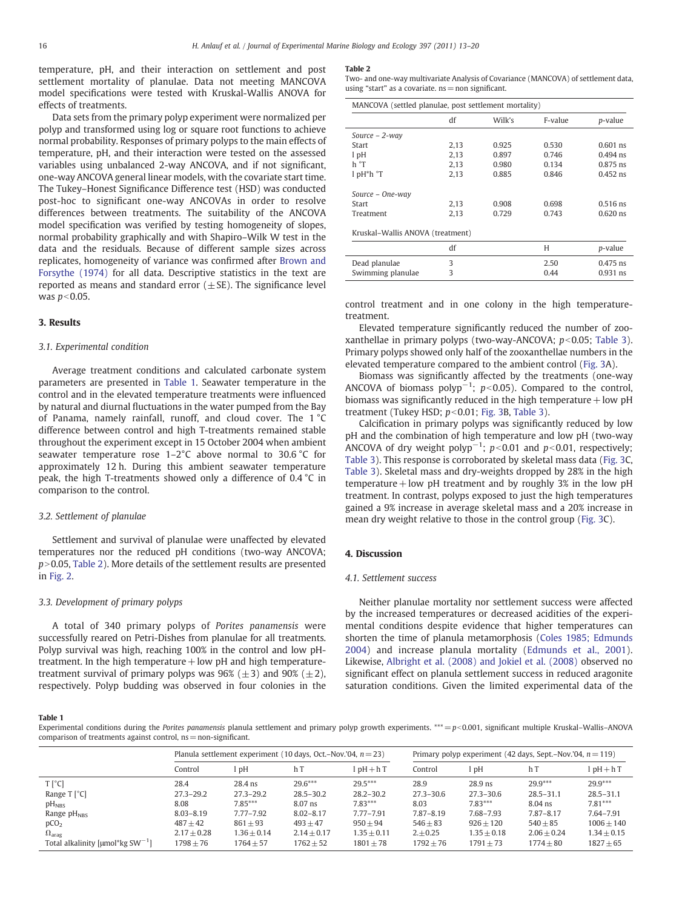temperature, pH, and their interaction on settlement and post settlement mortality of planulae. Data not meeting MANCOVA model specifications were tested with Kruskal-Wallis ANOVA for effects of treatments.

Data sets from the primary polyp experiment were normalized per polyp and transformed using log or square root functions to achieve normal probability. Responses of primary polyps to the main effects of temperature, pH, and their interaction were tested on the assessed variables using unbalanced 2-way ANCOVA, and if not significant, one-way ANCOVA general linear models, with the covariate start time. The Tukey–Honest Significance Difference test (HSD) was conducted post-hoc to significant one-way ANCOVAs in order to resolve differences between treatments. The suitability of the ANCOVA model specification was verified by testing homogeneity of slopes, normal probability graphically and with Shapiro–Wilk W test in the data and the residuals. Because of different sample sizes across replicates, homogeneity of variance was confirmed after Brown and Forsythe (1974) for all data. Descriptive statistics in the text are reported as means and standard error (±SE). The significance level was $p<0.05$.

## 3. Results

### 3.1. Experimental condition

Average treatment conditions and calculated carbonate system parameters are presented in Table 1. Seawater temperature in the control and in the elevated temperature treatments were influenced by natural and diurnal fluctuations in the water pumped from the Bay of Panama, namely rainfall, runoff, and cloud cover. The 1 °C difference between control and high T-treatments remained stable throughout the experiment except in 15 October 2004 when ambient seawater temperature rose 1–2°C above normal to 30.6 °C for approximately 12 h. During this ambient seawater temperature peak, the high T-treatments showed only a difference of 0.4 °C in comparison to the control.

### 3.2. Settlement of planulae

Settlement and survival of planulae were unaffected by elevated temperatures nor the reduced pH conditions (two-way ANCOVA; $p>0.05$, Table 2). More details of the settlement results are presented in Fig. 2.

### 3.3. Development of primary polyps

A total of 340 primary polyps of *Porites panamensis* were successfully reared on Petri-Dishes from planulae for all treatments. Polyp survival was high, reaching 100% in the control and low pH-treatment. In the high temperature + low pH and high temperature-treatment survival of primary polyps was 96% (±3) and 90% (±2), respectively. Polyp budding was observed in four colonies in the control treatment and in one colony in the high temperature-treatment.

**Table 2**
Two- and one-way multivariate Analysis of Covariance (MANCOVA) of settlement data, using "start" as a covariate. ns = non significant.

| MANCOVA (settled planulae, post settlement mortality) | | | | |
|---|---|---|---|---|
| | df | Wilk's | F-value | *p*-value |
| *Source – 2-way* | | | | |
| Start | 2,13 | 0.925 | 0.530 | 0.601 ns |
| l pH | 2,13 | 0.897 | 0.746 | 0.494 ns |
| h °T | 2,13 | 0.980 | 0.134 | 0.875 ns |
| l pH*h °T | 2,13 | 0.885 | 0.846 | 0.452 ns |
| *Source – One-way* | | | | |
| Start | 2,13 | 0.908 | 0.698 | 0.516 ns |
| Treatment | 2,13 | 0.729 | 0.743 | 0.620 ns |
| **Kruskal–Wallis ANOVA (treatment)** | | | | |
| | df | | H | *p*-value |
| Dead planulae | 3 | | 2.50 | 0.475 ns |
| Swimming planulae | 3 | | 0.44 | 0.931 ns |

Elevated temperature significantly reduced the number of zooxanthellae in primary polyps (two-way-ANCOVA; $p<0.05$; Table 3). Primary polyps showed only half of the zooxanthellae numbers in the elevated temperature compared to the ambient control (Fig. 3A).

Biomass was significantly affected by the treatments (one-way ANCOVA of biomass $\text{polyp}^{-1}$; $p<0.05$). Compared to the control, biomass was significantly reduced in the high temperature + low pH treatment (Tukey HSD; $p<0.01$; Fig. 3B, Table 3).

Calcification in primary polyps was significantly reduced by low pH and the combination of high temperature and low pH (two-way ANCOVA of dry weight $\text{polyp}^{-1}$; $p<0.01$ and $p<0.01$, respectively; Table 3). This response is corroborated by skeletal mass data (Fig. 3C, Table 3). Skeletal mass and dry-weights dropped by 28% in the high temperature + low pH treatment and by roughly 3% in the low pH treatment. In contrast, polyps exposed to just the high temperatures gained a 9% increase in average skeletal mass and a 20% increase in mean dry weight relative to those in the control group (Fig. 3C).

## 4. Discussion

### 4.1. Settlement success

Neither planulae mortality nor settlement success were affected by the increased temperatures or decreased acidities of the experimental conditions despite evidence that higher temperatures can shorten the time of planula metamorphosis (Coles 1985; Edmunds 2004) and increase planula mortality (Edmunds et al., 2001). Likewise, Albright et al. (2008) and Jokiel et al. (2008) observed no significant effect on planula settlement success in reduced aragonite saturation conditions. Given the limited experimental data of the

**Table 1**
Experimental conditions during the *Porites panamensis* planula settlement and primary polyp growth experiments. *** = $p<0.001$, significant multiple Kruskal–Wallis–ANOVA comparison of treatments against control, ns = non-significant.

| | Planula settlement experiment (10 days, Oct.–Nov.'04, $n=23$) | | | | Primary polyp experiment (42 days, Sept.–Nov.'04, $n=119$) | | | |
|---|---|---|---|---|---|---|---|---|
| | Control | l pH | h T | l pH + h T | Control | l pH | h T | l pH + h T |
| T [°C] | 28.4 | 28.4 ns | 29.6*** | 29.5*** | 28.9 | 28.9 ns | 29.9*** | 29.9*** |
| Range T [°C] | 27.3–29.2 | 27.3–29.2 | 28.5–30.2 | 28.2–30.2 | 27.3–30.6 | 27.3–30.6 | 28.5–31.1 | 28.5–31.1 |
| $pH_{NBS}$ | 8.08 | 7.85*** | 8.07 ns | 7.83*** | 8.03 | 7.83*** | 8.04 ns | 7.81*** |
| Range $pH_{NBS}$ | 8.03–8.19 | 7.77–7.92 | 8.02–8.17 | 7.77–7.91 | 7.87–8.19 | 7.68–7.93 | 7.87–8.17 | 7.64–7.91 |
| $pCO_2$ | 487 ± 42 | 861 ± 93 | 493 ± 47 | 950 ± 94 | 546 ± 83 | 926 ± 120 | 540 ± 85 | 1006 ± 140 |
| $\Omega_{arag}$ | 2.17 ± 0.28 | 1.36 ± 0.14 | 2.14 ± 0.17 | 1.35 ± 0.11 | 2. ± 0.25 | 1.35 ± 0.18 | 2.06 ± 0.24 | 1.34 ± 0.15 |
| Total alkalinity [μmol*kg $SW^{-1}$] | 1798 ± 76 | 1764 ± 57 | 1762 ± 52 | 1801 ± 78 | 1792 ± 76 | 1791 ± 73 | 1774 ± 80 | 1827 ± 65 |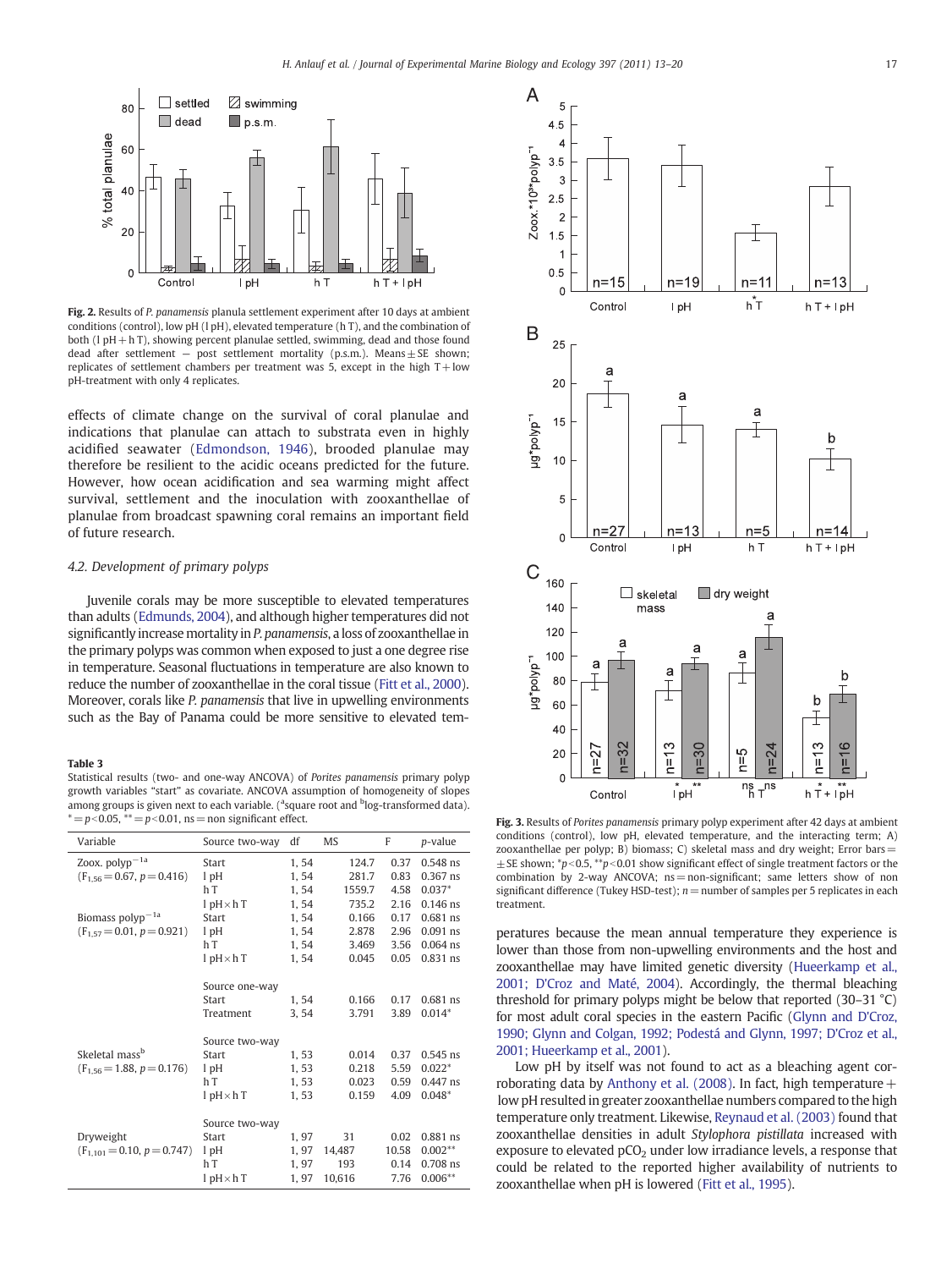Fig. 2. Results of *P. panamensis* planula settlement experiment after 10 days at ambient conditions (control), low pH (l pH), elevated temperature (h T), and the combination of both (l pH + h T), showing percent planulae settled, swimming, dead and those found dead after settlement — post settlement mortality (p.s.m.). Means ± SE shown; replicates of settlement chambers per treatment was 5, except in the high T + low pH-treatment with only 4 replicates.

effects of climate change on the survival of coral planulae and indications that planulae can attach to substrata even in highly acidified seawater (Edmondson, 1946), brooded planulae may therefore be resilient to the acidic oceans predicted for the future. However, how ocean acidification and sea warming might affect survival, settlement and the inoculation with zooxanthellae of planulae from broadcast spawning coral remains an important field of future research.

### 4.2. Development of primary polyps

Juvenile corals may be more susceptible to elevated temperatures than adults (Edmunds, 2004), and although higher temperatures did not significantly increase mortality in *P. panamensis*, a loss of zooxanthellae in the primary polyps was common when exposed to just a one degree rise in temperature. Seasonal fluctuations in temperature are also known to reduce the number of zooxanthellae in the coral tissue (Fitt et al., 2000). Moreover, corals like *P. panamensis* that live in upwelling environments such as the Bay of Panama could be more sensitive to elevated temperatures because the mean annual temperature they experience is lower than those from non-upwelling environments and the host and zooxanthellae may have limited genetic diversity (Hueerkamp et al., 2001; D'Croz and Maté, 2004). Accordingly, the thermal bleaching threshold for primary polyps might be below that reported (30–31 °C) for most adult coral species in the eastern Pacific (Glynn and D'Croz, 1990; Glynn and Colgan, 1992; Podestá and Glynn, 1997; D'Croz et al., 2001; Hueerkamp et al., 2001).

Low pH by itself was not found to act as a bleaching agent corroborating data by Anthony et al. (2008). In fact, high temperature + low pH resulted in greater zooxanthellae numbers compared to the high temperature only treatment. Likewise, Reynaud et al. (2003) found that zooxanthellae densities in adult *Stylophora pistillata* increased with exposure to elevated $pCO_2$ under low irradiance levels, a response that could be related to the reported higher availability of nutrients to zooxanthellae when pH is lowered (Fitt et al., 1995).

**Table 3**
Statistical results (two- and one-way ANCOVA) of *Porites panamensis* primary polyp growth variables "start" as covariate. ANCOVA assumption of homogeneity of slopes among groups is given next to each variable. ([a]square root and [b]log-transformed data). * = $p<0.05$, ** = $p<0.01$, ns = non significant effect.

| Variable | Source two-way | df | MS | F | *p*-value |
|---|---|---|---|---|---|
| Zoox. polyp$^{-1}$ [a] | Start | 1, 54 | 124.7 | 0.37 | 0.548 ns |
| ($F_{1,56}=0.67$, $p=0.416$) | l pH | 1, 54 | 281.7 | 0.83 | 0.367 ns |
| | h T | 1, 54 | 1559.7 | 4.58 | 0.037* |
| | l pH × h T | 1, 54 | 735.2 | 2.16 | 0.146 ns |
| Biomass polyp$^{-1}$ [a] | Start | 1, 54 | 0.166 | 0.17 | 0.681 ns |
| ($F_{1,57}=0.01$, $p=0.921$) | l pH | 1, 54 | 2.878 | 2.96 | 0.091 ns |
| | h T | 1, 54 | 3.469 | 3.56 | 0.064 ns |
| | l pH × h T | 1, 54 | 0.045 | 0.05 | 0.831 ns |
| | Source one-way | | | | |
| | Start | 1, 54 | 0.166 | 0.17 | 0.681 ns |
| | Treatment | 3, 54 | 3.791 | 3.89 | 0.014* |
| | Source two-way | | | | |
| Skeletal mass[b] | Start | 1, 53 | 0.014 | 0.37 | 0.545 ns |
| ($F_{1,56}=1.88$, $p=0.176$) | l pH | 1, 53 | 0.218 | 5.59 | 0.022* |
| | h T | 1, 53 | 0.023 | 0.59 | 0.447 ns |
| | l pH × h T | 1, 53 | 0.159 | 4.09 | 0.048* |
| | Source two-way | | | | |
| Dryweight | Start | 1, 97 | 31 | 0.02 | 0.881 ns |
| ($F_{1,101}=0.10$, $p=0.747$) | l pH | 1, 97 | 14,487 | 10.58 | 0.002** |
| | h T | 1, 97 | 193 | 0.14 | 0.708 ns |
| | l pH × h T | 1, 97 | 10,616 | 7.76 | 0.006** |

Fig. 3. Results of *Porites panamensis* primary polyp experiment after 42 days at ambient conditions (control), low pH, elevated temperature, and the interacting term; A) zooxanthellae per polyp; B) biomass; C) skeletal mass and dry weight; Error bars = ± SE shown; *$p<0.5$, **$p<0.01$ show significant effect of single treatment factors or the combination by 2-way ANCOVA; ns = non-significant; same letters show of non significant difference (Tukey HSD-test); $n$ = number of samples per 5 replicates in each treatment.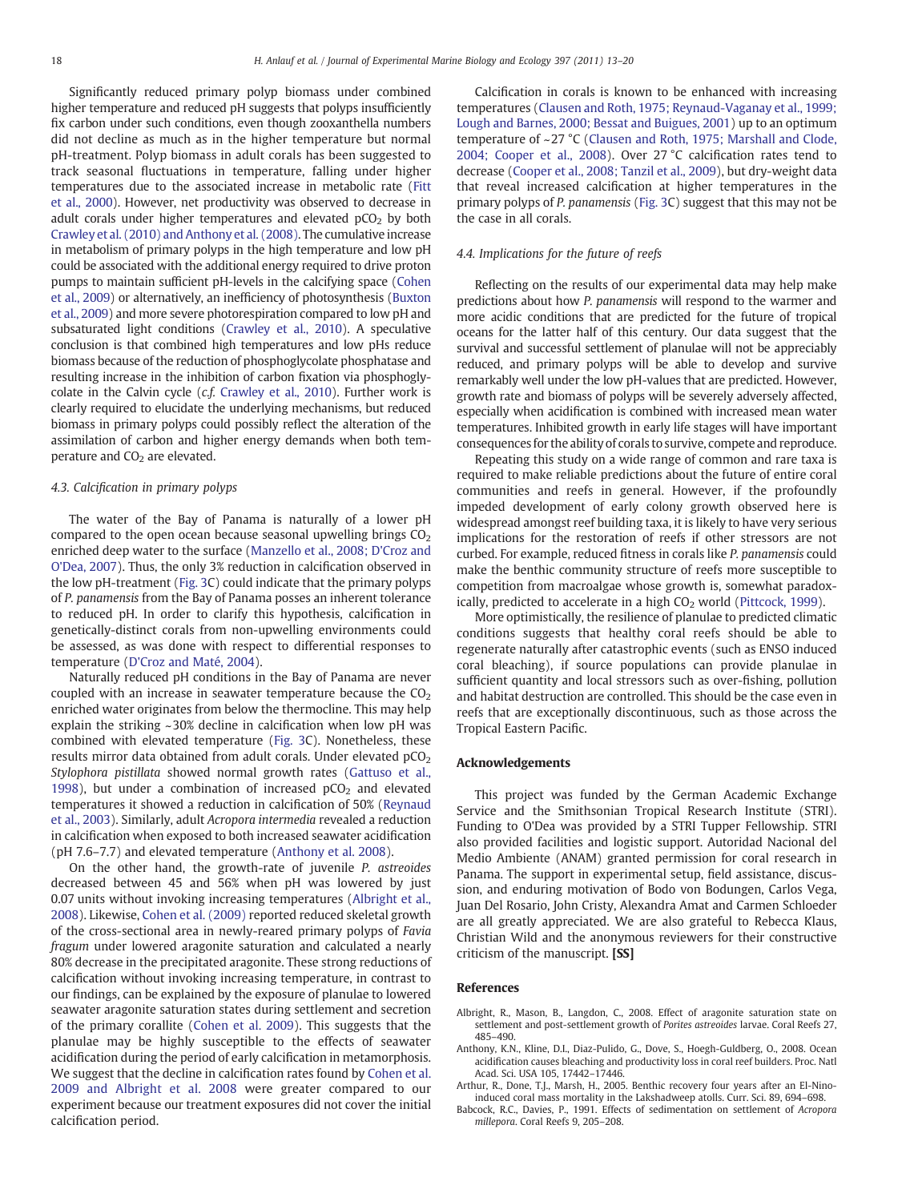Significantly reduced primary polyp biomass under combined higher temperature and reduced pH suggests that polyps insufficiently fix carbon under such conditions, even though zooxanthella numbers did not decline as much as in the higher temperature but normal pH-treatment. Polyp biomass in adult corals has been suggested to track seasonal fluctuations in temperature, falling under higher temperatures due to the associated increase in metabolic rate (Fitt et al., 2000). However, net productivity was observed to decrease in adult corals under higher temperatures and elevated $pCO_2$ by both Crawley et al. (2010) and Anthony et al. (2008). The cumulative increase in metabolism of primary polyps in the high temperature and low pH could be associated with the additional energy required to drive proton pumps to maintain sufficient pH-levels in the calcifying space (Cohen et al., 2009) or alternatively, an inefficiency of photosynthesis (Buxton et al., 2009) and more severe photorespiration compared to low pH and subsaturated light conditions (Crawley et al., 2010). A speculative conclusion is that combined high temperatures and low pHs reduce biomass because of the reduction of phosphoglycolate phosphatase and resulting increase in the inhibition of carbon fixation via phosphoglycolate in the Calvin cycle (*c.f.* Crawley et al., 2010). Further work is clearly required to elucidate the underlying mechanisms, but reduced biomass in primary polyps could possibly reflect the alteration of the assimilation of carbon and higher energy demands when both temperature and $CO_2$ are elevated.

### 4.3. Calcification in primary polyps

The water of the Bay of Panama is naturally of a lower pH compared to the open ocean because seasonal upwelling brings $CO_2$ enriched deep water to the surface (Manzello et al., 2008; D'Croz and O'Dea, 2007). Thus, the only 3% reduction in calcification observed in the low pH-treatment (Fig. 3C) could indicate that the primary polyps of *P. panamensis* from the Bay of Panama posses an inherent tolerance to reduced pH. In order to clarify this hypothesis, calcification in genetically-distinct corals from non-upwelling environments could be assessed, as was done with respect to differential responses to temperature (D'Croz and Maté, 2004).

Naturally reduced pH conditions in the Bay of Panama are never coupled with an increase in seawater temperature because the $CO_2$ enriched water originates from below the thermocline. This may help explain the striking ~30% decline in calcification when low pH was combined with elevated temperature (Fig. 3C). Nonetheless, these results mirror data obtained from adult corals. Under elevated $pCO_2$ *Stylophora pistillata* showed normal growth rates (Gattuso et al., 1998), but under a combination of increased $pCO_2$ and elevated temperatures it showed a reduction in calcification of 50% (Reynaud et al., 2003). Similarly, adult *Acropora intermedia* revealed a reduction in calcification when exposed to both increased seawater acidification (pH 7.6–7.7) and elevated temperature (Anthony et al. 2008).

On the other hand, the growth-rate of juvenile *P. astreoides* decreased between 45 and 56% when pH was lowered by just 0.07 units without invoking increasing temperatures (Albright et al., 2008). Likewise, Cohen et al. (2009) reported reduced skeletal growth of the cross-sectional area in newly-reared primary polyps of *Favia fragum* under lowered aragonite saturation and calculated a nearly 80% decrease in the precipitated aragonite. These strong reductions of calcification without invoking increasing temperature, in contrast to our findings, can be explained by the exposure of planulae to lowered seawater aragonite saturation states during settlement and secretion of the primary corallite (Cohen et al. 2009). This suggests that the planulae may be highly susceptible to the effects of seawater acidification during the period of early calcification in metamorphosis. We suggest that the decline in calcification rates found by Cohen et al. 2009 and Albright et al. 2008 were greater compared to our experiment because our treatment exposures did not cover the initial calcification period.

Calcification in corals is known to be enhanced with increasing temperatures (Clausen and Roth, 1975; Reynaud-Vaganay et al., 1999; Lough and Barnes, 2000; Bessat and Buigues, 2001) up to an optimum temperature of ~27 °C (Clausen and Roth, 1975; Marshall and Clode, 2004; Cooper et al., 2008). Over 27 °C calcification rates tend to decrease (Cooper et al., 2008; Tanzil et al., 2009), but dry-weight data that reveal increased calcification at higher temperatures in the primary polyps of *P. panamensis* (Fig. 3C) suggest that this may not be the case in all corals.

### 4.4. Implications for the future of reefs

Reflecting on the results of our experimental data may help make predictions about how *P. panamensis* will respond to the warmer and more acidic conditions that are predicted for the future of tropical oceans for the latter half of this century. Our data suggest that the survival and successful settlement of planulae will not be appreciably reduced, and primary polyps will be able to develop and survive remarkably well under the low pH-values that are predicted. However, growth rate and biomass of polyps will be severely adversely affected, especially when acidification is combined with increased mean water temperatures. Inhibited growth in early life stages will have important consequences for the ability of corals to survive, compete and reproduce.

Repeating this study on a wide range of common and rare taxa is required to make reliable predictions about the future of entire coral communities and reefs in general. However, if the profoundly impeded development of early colony growth observed here is widespread amongst reef building taxa, it is likely to have very serious implications for the restoration of reefs if other stressors are not curbed. For example, reduced fitness in corals like *P. panamensis* could make the benthic community structure of reefs more susceptible to competition from macroalgae whose growth is, somewhat paradoxically, predicted to accelerate in a high $CO_2$ world (Pittcock, 1999).

More optimistically, the resilience of planulae to predicted climatic conditions suggests that healthy coral reefs should be able to regenerate naturally after catastrophic events (such as ENSO induced coral bleaching), if source populations can provide planulae in sufficient quantity and local stressors such as over-fishing, pollution and habitat destruction are controlled. This should be the case even in reefs that are exceptionally discontinuous, such as those across the Tropical Eastern Pacific.

## Acknowledgements

This project was funded by the German Academic Exchange Service and the Smithsonian Tropical Research Institute (STRI). Funding to O'Dea was provided by a STRI Tupper Fellowship. STRI also provided facilities and logistic support. Autoridad Nacional del Medio Ambiente (ANAM) granted permission for coral research in Panama. The support in experimental setup, field assistance, discussion, and enduring motivation of Bodo von Bodungen, Carlos Vega, Juan Del Rosario, John Cristy, Alexandra Amat and Carmen Schloeder are all greatly appreciated. We are also grateful to Rebecca Klaus, Christian Wild and the anonymous reviewers for their constructive criticism of the manuscript. **[SS]**

## References

Albright, R., Mason, B., Langdon, C., 2008. Effect of aragonite saturation state on settlement and post-settlement growth of *Porites astreoides* larvae. Coral Reefs 27, 485–490.

Anthony, K.N., Kline, D.I., Diaz-Pulido, G., Dove, S., Hoegh-Guldberg, O., 2008. Ocean acidification causes bleaching and productivity loss in coral reef builders. Proc. Natl Acad. Sci. USA 105, 17442–17446.

Arthur, R., Done, T.J., Marsh, H., 2005. Benthic recovery four years after an El-Nino-induced coral mass mortality in the Lakshadweep atolls. Curr. Sci. 89, 694–698.

Babcock, R.C., Davies, P., 1991. Effects of sedimentation on settlement of *Acropora millepora*. Coral Reefs 9, 205–208.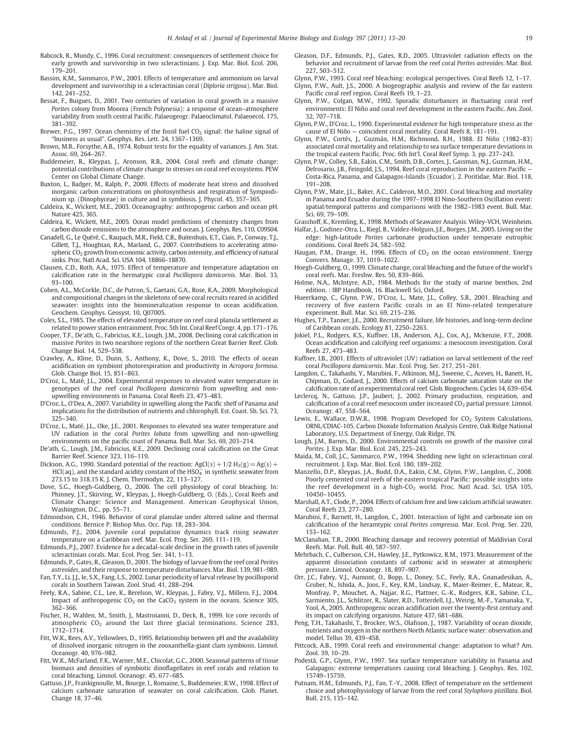Babcock, R., Mundy, C., 1996. Coral recruitment: consequences of settlement choice for early growth and survivorship in two scleractinians. J. Exp. Mar. Biol. Ecol. 206, 179–201.

Bassim, K.M., Sammarco, P.W., 2003. Effects of temperature and ammonium on larval development and survivorship in a scleractinian coral (*Diploria strigosa*). Mar. Biol. 142, 241–252.

Bessat, F., Buigues, D., 2001. Two centuries of variation in coral growth in a massive *Porites* colony from Moorea (French Polynesia): a response of ocean–atmosphere variability from south central Pacific. Palaeogeogr. Palaeoclimatol. Palaeoecol. 175, 381–392.

Brewer, P.G., 1997. Ocean chemistry of the fossil fuel $CO_2$ signal: the haline signal of "business as usual". Geophys. Res. Lett. 24, 1367–1369.

Brown, M.B., Forsythe, A.B., 1974. Robust tests for the equality of variances. J. Am. Stat. Assoc. 69, 264–267.

Buddemeier, R., Kleypas, J., Aronson, R.B., 2004. Coral reefs and climate change: potential contributions of climate change to stresses on coral reef ecosystems. PEW Center on Global Climate Change.

Buxton, L., Badger, M., Ralph, P., 2009. Effects of moderate heat stress and dissolved inorganic carbon concentrations on photosynthesis and respiration of Sympiodinium sp. (Dinophyceae) in culture and in symbiosis. J. Phycol. 45, 357–365.

Caldeira, K., Wickett, M.E., 2003. Oceanography: anthropogenic carbon and ocean pH. Nature 425, 365.

Caldeira, K., Wickett, M.E., 2005. Ocean model predictions of chemistry changes from carbon dioxide emissions to the atmosphere and ocean. J. Geophys. Res. 110, C09S04.

Canadell, G., Le Quéré, C., Raupach, M.R., Field, C.B., Buitenhuis, E.T., Ciais, P., Conway, T.J., Gillett, T.J., Houghtan, R.A., Marland, G., 2007. Contributions to accelerating atmospheric $CO_2$ growth from economic activity, carbon intensity, and efficiency of natural sinks. Proc. Natl Acad. Sci. USA 104, 18866–18870.

Clausen, C.D., Roth, A.A., 1975. Effect of temperature and temperature adaptation on calcification rate in the hermatypic coral *Pocillopora damicornis*. Mar. Biol. 33, 93–100.

Cohen, A.L., McCorkle, D.C., de Putron, S., Gaetani, G.A., Rose, K.A., 2009. Morphological and compositional changes in the skeletons of new coral recruits reared in acidified seawater: insights into the biomineralization response to ocean acidification. Geochem. Geophys. Geosyst. 10, Q07005.

Coles, S.L., 1985. The effects of elevated temperature on reef coral planula settlement as related to power station entrainment. Proc. 5th Int. Coral Reef Congr. 4, pp. 171–176.

Cooper, T.F., De'ath, G., Fabricius, K.E., Lough, J.M., 2008. Declining coral calcification in massive *Porites* in two nearshore regions of the northern Great Barrier Reef. Glob. Change Biol. 14, 529–538.

Crawley, A., Kline, D., Dunn, S., Anthony, K., Dove, S., 2010. The effects of ocean acidification on symbiont photorespiration and productivity in *Acropora formosa*. Glob. Change Biol. 15, 851–863.

D'Croz, L., Maté, J.L., 2004. Experimental responses to elevated water temperature in genotypes of the reef coral *Pocillopora damicornis* from upwelling and non-upwelling environments in Panama. Coral Reefs 23, 473–483.

D'Croz, L., O'Dea, A., 2007. Variability in upwelling along the Pacific shelf of Panama and implications for the distribution of nutrients and chlorophyll. Est. Coast. Sh. Sci. 73, 325–340.

D'Croz, L., Maté, J.L., Oke, J.E., 2001. Responses to elevated sea water temperature and UV radiation in the coral *Porites lobata* from upwelling and non-upwelling environments on the pacific coast of Panama. Bull. Mar. Sci. 69, 203–214.

De'ath, G., Lough, J.M., Fabricius, K.E., 2009. Declining coral calcification on the Great Barrier Reef. Science 323, 116–119.

Dickson, A.G., 1990. Standard potential of the reaction: $AgCl(s) + 1/2\,H_2(g) = Ag(s) + HCl(aq)$, and the standard acidity constant of the $HSO_4^-$ in synthetic seawater from 273.15 to 318.15 K. J. Chem. Thermodyn. 22, 113–127.

Dove, S.G., Hoegh-Guldberg, O., 2006. The cell physiology of coral bleaching. In: Phinney, J.T., Skirving, W., Kleypas, J., Hoegh-Guldberg, O. (Eds.), Coral Reefs and Climate Change: Science and Management. American Geophysical Union, Washington, D.C., pp. 55–71.

Edmondson, C.H., 1946. Behavior of coral planulae under altered saline and thermal conditions. Bernice P. Bishop Mus. Occ. Pap. 18, 283–304.

Edmunds, P.J., 2004. Juvenile coral population dynamics track rising seawater temperature on a Caribbean reef. Mar. Ecol. Prog. Ser. 269, 111–119.

Edmunds, P.J., 2007. Evidence for a decadal-scale decline in the growth rates of juvenile scleractinian corals. Mar. Ecol. Prog. Ser. 341, 1–13.

Edmunds, P., Gates, R., Gleason, D., 2001. The biology of larvae from the reef coral *Porites astreoides*, and their response to temperature disturbances. Mar. Biol. 139, 981–989.

Fan, T.Y., Li, J.J., Ie, S.X., Fang, L.S., 2002. Lunar periodicity of larval release by pocilloporid corals in Southern Taiwan. Zool. Stud. 41, 288–294.

Feely, R.A., Sabine, C.L., Lee, K., Berelson, W., Kleypas, J., Fabry, V.J., Millero, F.J., 2004. Impact of anthropogenic $CO_2$ on the $CaCO_3$ system in the oceans. Science 305, 362–366.

Fischer, H., Wahlen, M., Smith, J., Mastroianni, D., Deck, B., 1999. Ice core records of atmospheric $CO_2$ around the last three glacial terminations. Science 283, 1712–1714.

Fitt, W.K., Rees, A.V., Yellowlees, D., 1995. Relationship between pH and the availability of dissolved inorganic nitrogen in the zooxanthella-giant clam symbiosis. Limnol. Oceanogr. 40, 976–982.

Fitt, W.K., McFarland, F.K., Warner, M.E., Chicolat, G.C., 2000. Seasonal patterns of tissue biomass and densities of symbiotic dinoflagellates in reef corals and relation to coral bleaching. Limnol. Oceanogr. 45, 677–685.

Gattuso, J.P., Frankignoulle, M., Bourge, I., Romaine, S., Buddemeier, R.W., 1998. Effect of calcium carbonate saturation of seawater on coral calcification. Glob. Planet. Change 18, 37–46.

Gleason, D.F., Edmunds, P.J., Gates, R.D., 2005. Ultraviolet radiation effects on the behavior and recruitment of larvae from the reef coral *Porites astreoides*. Mar. Biol. 227, 503–512.

Glynn, P.W., 1993. Coral reef bleaching: ecological perspectives. Coral Reefs 12, 1–17.

Glynn, P.W., Ault, J.S., 2000. A biogeographic analysis and review of the far eastern Pacific coral reef region. Coral Reefs 19, 1–23.

Glynn, P.W., Colgan, M.W., 1992. Sporadic disturbances in fluctuating coral reef environments: El Niño and coral reef development in the eastern Pacific. Am. Zool. 32, 707–718.

Glynn, P.W., D'Croz, L., 1990. Experimental evidence for high temperature stress as the cause of El Niño — coincident coral mortality. Coral Reefs 8, 181–191.

Glynn, P.W., Cortés, J., Guzmán, H.M., Richmond, R.H., 1988. El Niño (1982–83) associated coral mortality and relationship to sea surface temperature deviations in the tropical eastern Pacific. Proc. 6th Int'l. Coral Reef Symp. 3, pp. 237–243.

Glynn, P.W., Colley, S.B., Eakin, C.M., Smith, D.B., Cortes, J., Gassman, N.J., Guzman, H.M., Delrosario, J.B., Feingold, J.S., 1994. Reef coral reproduction in the eastern Pacific — Costa-Rica, Panama, and Galapagos-Islands (Ecuador). 2. Poritidae. Mar. Biol. 118, 191–208.

Glynn, P.W., Mate, J.L., Baker, A.C., Calderon, M.O., 2001. Coral bleaching and mortality in Panama and Ecuador during the 1997–1998 El Nino-Southern Oscillation event: spatial/temporal patterns and comparisons with the 1982–1983 event. Bull. Mar. Sci. 69, 79–109.

Grasshoff, K., Kremling, K., 1998. Methods of Seawater Analysis. Wiley-VCH, Weinheim.

Halfar, J., Godinez-Otra, L., Riegl, B., Valdez-Holguin, J.E., Borges, J.M., 2005. Living on the edge: high-latitude *Porites* carbonate production under temperate eutrophic conditions. Coral Reefs 24, 582–592.

Haugan, P.M., Drange, H., 1996. Effects of $CO_2$ on the ocean environment. Energy Convers. Manage. 37, 1019–1022.

Hoegh-Guldberg, O., 1999. Climate change, coral bleaching and the future of the world's coral reefs. Mar. Freshw. Res. 50, 839–866.

Holme, N.A., McIntyre, A.D., 1984. Methods for the study of marine benthos, 2nd edition. : IBP Handbook, 16. Blackwell Sci, Oxford.

Hueerkamp, C., Glynn, P.W., D'Croz, L., Mate, J.L., Colley, S.B., 2001. Bleaching and recovery of five eastern Pacific corals in an El Nino-related temperature experiment. Bull. Mar. Sci. 69, 215–236.

Hughes, T.P., Tanner, J.E., 2000. Recruitment failure, life histories, and long-term decline of Caribbean corals. Ecology 81, 2250–2263.

Jokiel, P.L., Rodgers, K.S., Kuffner, I.B., Anderson, A.J., Cox, A.J., Mckenzie, F.T., 2008. Ocean acidification and calcifying reef organisms: a mesocosm investigation. Coral Reefs 27, 473–483.

Kuffner, I.B., 2001. Effects of ultraviolet (UV) radiation on larval settlement of the reef coral *Pocillopora damicornis*. Mar. Ecol. Prog. Ser. 217, 251–261.

Langdon, C., Takahashi, Y., Marubini, F., Atkinson, M.J., Sweene, C., Aceves, H., Banett, H., Chipman, D., Godard, J., 2000. Effects of calcium carbonate saturation state on the calcification rate of an experimental coral reef. Glob. Biogeochem. Cycles 14, 639–654.

Leclercq, N., Gattuso, J.P., Jaubert, J., 2002. Primary production, respiration, and calcification of a coral reef mesocosm under increased $CO_2$ partial pressure. Limnol. Oceanogr. 47, 558–564.

Lewis, E., Wallace, D.W.R., 1998. Program Developed for $CO_2$ System Calculations, ORNL/CDIAC-105. Carbon Dioxide Information Analysis Centre, Oak Ridge National Laboratory, U.S. Department of Energy, Oak Ridge, TN.

Lough, J.M., Barnes, D., 2000. Environmental controls on growth of the massive coral *Porites*. J. Exp. Mar. Biol. Ecol. 245, 225–243.

Maida, M., Coll, J.C., Sammarco, P.W., 1994. Shedding new light on scleractinian coral recruitment. J. Exp. Mar. Biol. Ecol. 180, 189–202.

Manzello, D.P., Kleypas, J.A., Budd, D.A., Eakin, C.M., Glynn, P.W., Langdon, C., 2008. Poorly cemented coral reefs of the eastern tropical Pacific: possible insights into the reef development in a high-$CO_2$ world. Proc. Natl Acad. Sci. USA 105, 10450–10455.

Marshall, A.T., Clode, P., 2004. Effects of calcium free and low calcium artificial seawater. Coral Reefs 23, 277–280.

Marubini, F., Barnett, H., Langdon, C., 2001. Interaction of light and carbonate ion on calcification of the heramtypic coral *Porites compressa*. Mar. Ecol. Prog. Ser. 220, 153–162.

McClanahan, T.R., 2000. Bleaching damage and recovery potential of Maldivian Coral Reefs. Mar. Poll. Bull. 40, 587–597.

Mehrbach, C., Culberson, C.H., Hawley, J.E., Pytkowicz, R.M., 1973. Measurement of the apparent dissociation constants of carbonic acid in seawater at atmospheric pressure. Limnol. Oceanogr. 18, 897–907.

Orr, J.C., Fabry, V.J., Aumont, O., Bopp, L., Doney, S.C., Feely, R.A., Gnanadesikan, A., Gruber, N., Ishida, A., Joos, F., Key, R.M., Lindsay, K., Maier-Reimer, E., Matear, R., Monfray, P., Mouchet, A., Najjar, R.G., Plattner, G.-K., Rodgers, K.B., Sabine, C.L., Sarmiento, J.L., Schlitzer, R., Slater, R.D., Totterdell, I.J., Weirig, M.-F., Yamanaka, Y., Yool, A., 2005. Anthropogenic ocean acidification over the twenty-first century and its impact on calcifying organisms. Nature 437, 681–686.

Peng, T.H., Takahashi, T., Brocker, W.S., Olafsson, J., 1987. Variability of ocean dioxide, nutrients and oxygen in the northern North Atlantic surface water: observation and model. Tellus 39, 439–458.

Pittcock, A.B., 1999. Coral reefs and environmental change: adaptation to what? Am. Zool. 39, 10–29.

Podestá, G.P., Glynn, P.W., 1997. Sea surface temperature variability in Panama and Galapagos: extreme temperatures causing coral bleaching. J. Geophys. Res. 102, 15749–15759.

Putnam, H.M., Edmunds, P.J., Fan, T.-Y., 2008. Effect of temperature on the settlement choice and photophysiology of larvae from the reef coral *Stylophora pistillata*. Biol. Bull. 215, 135–142.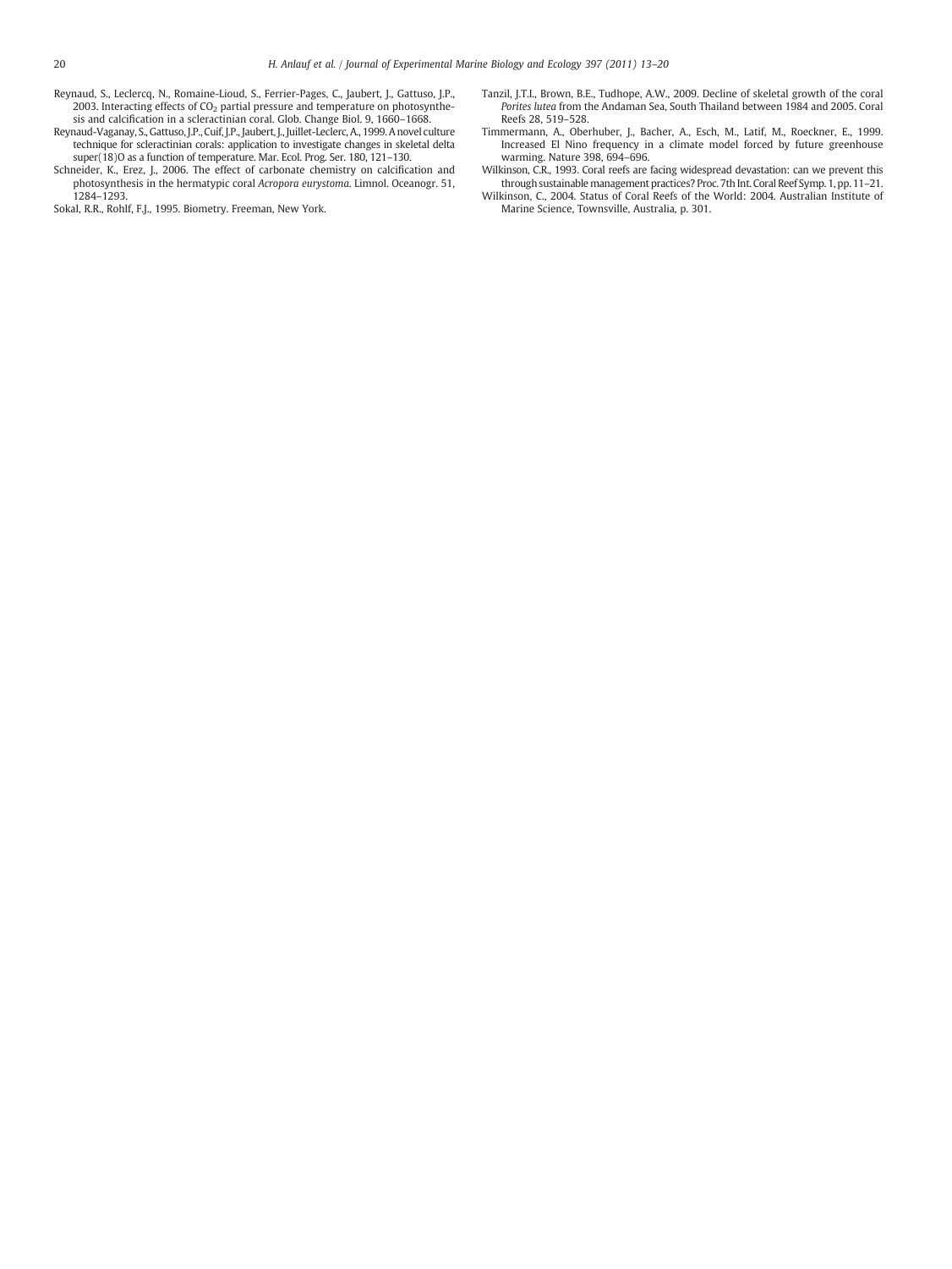Reynaud, S., Leclercq, N., Romaine-Lioud, S., Ferrier-Pages, C., Jaubert, J., Gattuso, J.P., 2003. Interacting effects of $CO_2$ partial pressure and temperature on photosynthesis and calcification in a scleractinian coral. Glob. Change Biol. 9, 1660–1668.

Reynaud-Vaganay, S., Gattuso, J.P., Cuif, J.P., Jaubert, J., Juillet-Leclerc, A., 1999. A novel culture technique for scleractinian corals: application to investigate changes in skeletal delta super(18)O as a function of temperature. Mar. Ecol. Prog. Ser. 180, 121–130.

Schneider, K., Erez, J., 2006. The effect of carbonate chemistry on calcification and photosynthesis in the hermatypic coral *Acropora eurystoma*. Limnol. Oceanogr. 51, 1284–1293.

Sokal, R.R., Rohlf, F.J., 1995. Biometry. Freeman, New York.

Tanzil, J.T.I., Brown, B.E., Tudhope, A.W., 2009. Decline of skeletal growth of the coral *Porites lutea* from the Andaman Sea, South Thailand between 1984 and 2005. Coral Reefs 28, 519–528.

Timmermann, A., Oberhuber, J., Bacher, A., Esch, M., Latif, M., Roeckner, E., 1999. Increased El Nino frequency in a climate model forced by future greenhouse warming. Nature 398, 694–696.

Wilkinson, C.R., 1993. Coral reefs are facing widespread devastation: can we prevent this through sustainable management practices? Proc. 7th Int. Coral Reef Symp. 1, pp. 11–21.

Wilkinson, C., 2004. Status of Coral Reefs of the World: 2004. Australian Institute of Marine Science, Townsville, Australia, p. 301.